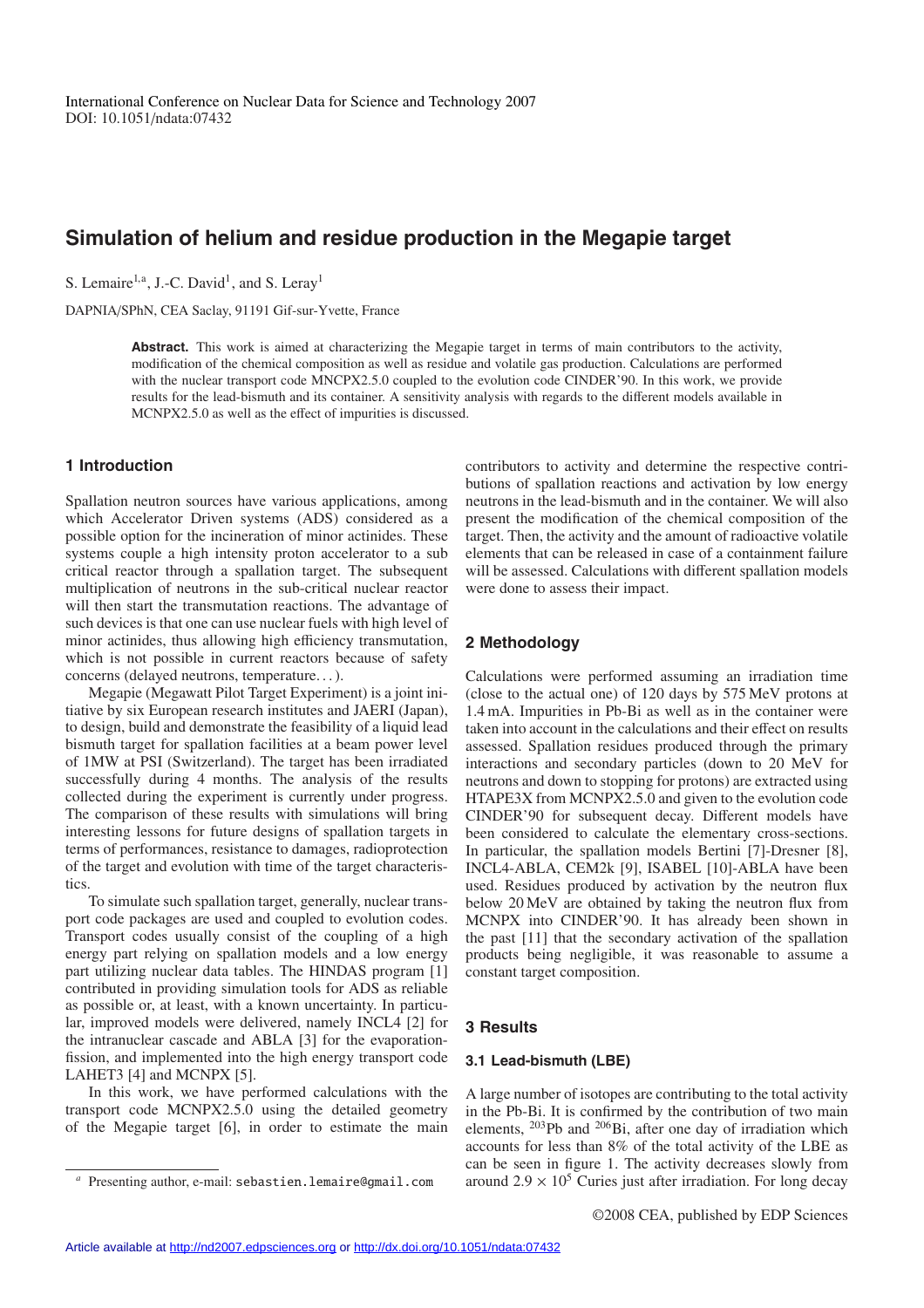# Simulation of helium and residue production in the Megapie target

S. Lemaire[1,a], J.-C. David[1], and S. Leray[1]

DAPNIA/SPhN, CEA Saclay, 91191 Gif-sur-Yvette, France

**Abstract.** This work is aimed at characterizing the Megapie target in terms of main contributors to the activity, modification of the chemical composition as well as residue and volatile gas production. Calculations are performed with the nuclear transport code MNCPX2.5.0 coupled to the evolution code CINDER'90. In this work, we provide results for the lead-bismuth and its container. A sensitivity analysis with regards to the different models available in MCNPX2.5.0 as well as the effect of impurities is discussed.

## 1 Introduction

Spallation neutron sources have various applications, among which Accelerator Driven systems (ADS) considered as a possible option for the incineration of minor actinides. These systems couple a high intensity proton accelerator to a sub critical reactor through a spallation target. The subsequent multiplication of neutrons in the sub-critical nuclear reactor will then start the transmutation reactions. The advantage of such devices is that one can use nuclear fuels with high level of minor actinides, thus allowing high efficiency transmutation, which is not possible in current reactors because of safety concerns (delayed neutrons, temperature...).

Megapie (Megawatt Pilot Target Experiment) is a joint initiative by six European research institutes and JAERI (Japan), to design, build and demonstrate the feasibility of a liquid lead bismuth target for spallation facilities at a beam power level of 1MW at PSI (Switzerland). The target has been irradiated successfully during 4 months. The analysis of the results collected during the experiment is currently under progress. The comparison of these results with simulations will bring interesting lessons for future designs of spallation targets in terms of performances, resistance to damages, radioprotection of the target and evolution with time of the target characteristics.

To simulate such spallation target, generally, nuclear transport code packages are used and coupled to evolution codes. Transport codes usually consist of the coupling of a high energy part relying on spallation models and a low energy part utilizing nuclear data tables. The HINDAS program [1] contributed in providing simulation tools for ADS as reliable as possible or, at least, with a known uncertainty. In particular, improved models were delivered, namely INCL4 [2] for the intranuclear cascade and ABLA [3] for the evaporation-fission, and implemented into the high energy transport code LAHET3 [4] and MCNPX [5].

In this work, we have performed calculations with the transport code MCNPX2.5.0 using the detailed geometry of the Megapie target [6], in order to estimate the main contributors to activity and determine the respective contributions of spallation reactions and activation by low energy neutrons in the lead-bismuth and in the container. We will also present the modification of the chemical composition of the target. Then, the activity and the amount of radioactive volatile elements that can be released in case of a containment failure will be assessed. Calculations with different spallation models were done to assess their impact.

## 2 Methodology

Calculations were performed assuming an irradiation time (close to the actual one) of 120 days by 575 MeV protons at 1.4 mA. Impurities in Pb-Bi as well as in the container were taken into account in the calculations and their effect on results assessed. Spallation residues produced through the primary interactions and secondary particles (down to 20 MeV for neutrons and down to stopping for protons) are extracted using HTAPE3X from MCNPX2.5.0 and given to the evolution code CINDER'90 for subsequent decay. Different models have been considered to calculate the elementary cross-sections. In particular, the spallation models Bertini [7]-Dresner [8], INCL4-ABLA, CEM2k [9], ISABEL [10]-ABLA have been used. Residues produced by activation by the neutron flux below 20 MeV are obtained by taking the neutron flux from MCNPX into CINDER'90. It has already been shown in the past [11] that the secondary activation of the spallation products being negligible, it was reasonable to assume a constant target composition.

## 3 Results

### 3.1 Lead-bismuth (LBE)

A large number of isotopes are contributing to the total activity in the Pb-Bi. It is confirmed by the contribution of two main elements, $^{203}$Pb and $^{206}$Bi, after one day of irradiation which accounts for less than 8% of the total activity of the LBE as can be seen in figure 1. The activity decreases slowly from around $2.9 \times 10^5$ Curies just after irradiation. For long decay

[a] Presenting author, e-mail: sebastien.lemaire@gmail.com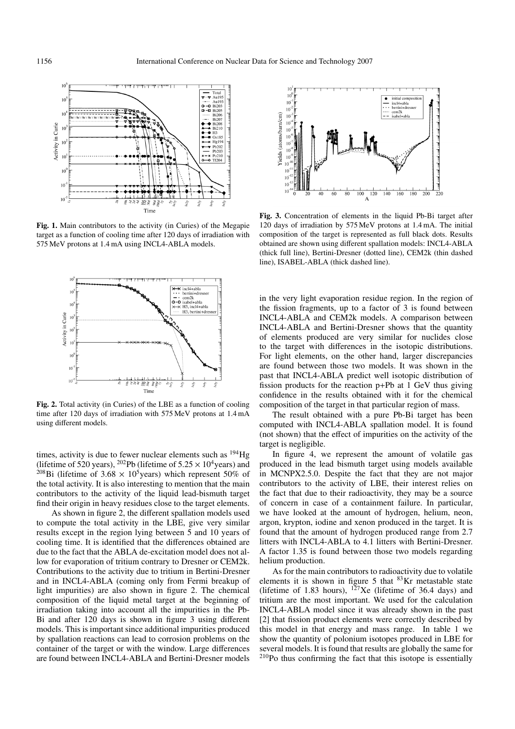**Fig. 1.** Main contributors to the activity (in Curies) of the Megapie target as a function of cooling time after 120 days of irradiation with 575 MeV protons at 1.4 mA using INCL4-ABLA models.

**Fig. 2.** Total activity (in Curies) of the LBE as a function of cooling time after 120 days of irradiation with 575 MeV protons at 1.4 mA using different models.

times, activity is due to fewer nuclear elements such as $^{194}$Hg (lifetime of 520 years), $^{202}$Pb (lifetime of $5.25 \times 10^4$years) and $^{208}$Bi (lifetime of $3.68 \times 10^5$years) which represent 50% of the total activity. It is also interesting to mention that the main contributors to the activity of the liquid lead-bismuth target find their origin in heavy residues close to the target elements.

As shown in figure 2, the different spallation models used to compute the total activity in the LBE, give very similar results except in the region lying between 5 and 10 years of cooling time. It is identified that the differences obtained are due to the fact that the ABLA de-excitation model does not allow for evaporation of tritium contrary to Dresner or CEM2k. Contributions to the activity due to tritium in Bertini-Dresner and in INCL4-ABLA (coming only from Fermi breakup of light impurities) are also shown in figure 2. The chemical composition of the liquid metal target at the beginning of irradiation taking into account all the impurities in the Pb-Bi and after 120 days is shown in figure 3 using different models. This is important since additional impurities produced by spallation reactions can lead to corrosion problems on the container of the target or with the window. Large differences are found between INCL4-ABLA and Bertini-Dresner models

**Fig. 3.** Concentration of elements in the liquid Pb-Bi target after 120 days of irradiation by 575 MeV protons at 1.4 mA. The initial composition of the target is represented as full black dots. Results obtained are shown using different spallation models: INCL4-ABLA (thick full line), Bertini-Dresner (dotted line), CEM2k (thin dashed line), ISABEL-ABLA (thick dashed line).

in the very light evaporation residue region. In the region of the fission fragments, up to a factor of 3 is found between INCL4-ABLA and CEM2k models. A comparison between INCL4-ABLA and Bertini-Dresner shows that the quantity of elements produced are very similar for nuclides close to the target with differences in the isotopic distributions. For light elements, on the other hand, larger discrepancies are found between those two models. It was shown in the past that INCL4-ABLA predict well isotopic distribution of fission products for the reaction p+Pb at 1 GeV thus giving confidence in the results obtained with it for the chemical composition of the target in that particular region of mass.

The result obtained with a pure Pb-Bi target has been computed with INCL4-ABLA spallation model. It is found (not shown) that the effect of impurities on the activity of the target is negligible.

In figure 4, we represent the amount of volatile gas produced in the lead bismuth target using models available in MCNPX2.5.0. Despite the fact that they are not major contributors to the activity of LBE, their interest relies on the fact that due to their radioactivity, they may be a source of concern in case of a containment failure. In particular, we have looked at the amount of hydrogen, helium, neon, argon, krypton, iodine and xenon produced in the target. It is found that the amount of hydrogen produced range from 2.7 litters with INCL4-ABLA to 4.1 litters with Bertini-Dresner. A factor 1.35 is found between those two models regarding helium production.

As for the main contributors to radioactivity due to volatile elements it is shown in figure 5 that $^{83}$Kr metastable state (lifetime of 1.83 hours), $^{127}$Xe (lifetime of 36.4 days) and tritium are the most important. We used for the calculation INCL4-ABLA model since it was already shown in the past [2] that fission product elements were correctly described by this model in that energy and mass range. In table 1 we show the quantity of polonium isotopes produced in LBE for several models. It is found that results are globally the same for $^{210}$Po thus confirming the fact that this isotope is essentially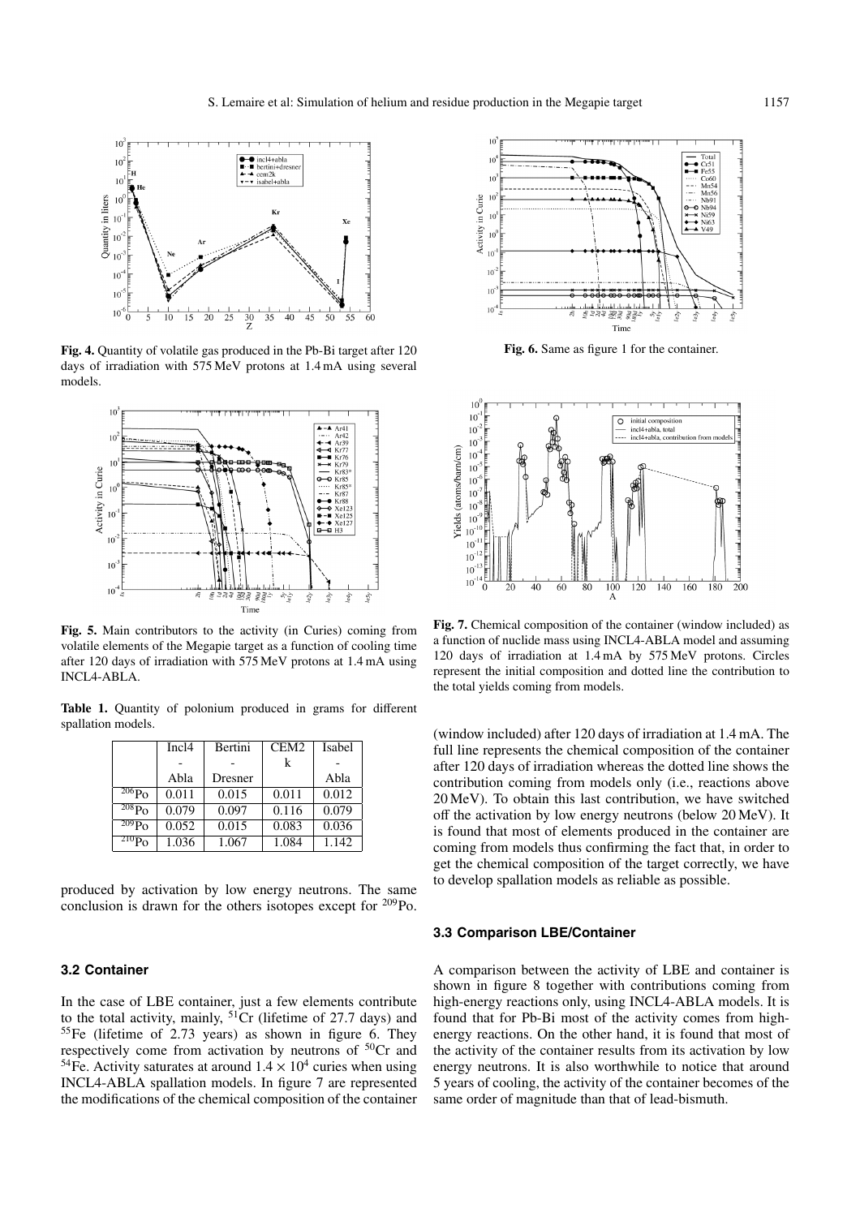**Fig. 4.** Quantity of volatile gas produced in the Pb-Bi target after 120 days of irradiation with 575 MeV protons at 1.4 mA using several models.

**Fig. 5.** Main contributors to the activity (in Curies) coming from volatile elements of the Megapie target as a function of cooling time after 120 days of irradiation with 575 MeV protons at 1.4 mA using INCL4-ABLA.

**Table 1.** Quantity of polonium produced in grams for different spallation models.

| | Incl4 - Abla | Bertini - Dresner | CEM2k | Isabel - Abla |
|---|---|---|---|---|
| $^{206}$Po | 0.011 | 0.015 | 0.011 | 0.012 |
| $^{208}$Po | 0.079 | 0.097 | 0.116 | 0.079 |
| $^{209}$Po | 0.052 | 0.015 | 0.083 | 0.036 |
| $^{210}$Po | 1.036 | 1.067 | 1.084 | 1.142 |

produced by activation by low energy neutrons. The same conclusion is drawn for the others isotopes except for $^{209}$Po.

### 3.2 Container

In the case of LBE container, just a few elements contribute to the total activity, mainly, $^{51}$Cr (lifetime of 27.7 days) and $^{55}$Fe (lifetime of 2.73 years) as shown in figure 6. They respectively come from activation by neutrons of $^{50}$Cr and $^{54}$Fe. Activity saturates at around $1.4 \times 10^4$ curies when using INCL4-ABLA spallation models. In figure 7 are represented the modifications of the chemical composition of the container (window included) after 120 days of irradiation at 1.4 mA. The full line represents the chemical composition of the container after 120 days of irradiation whereas the dotted line shows the contribution coming from models only (i.e., reactions above 20 MeV). To obtain this last contribution, we have switched off the activation by low energy neutrons (below 20 MeV). It is found that most of elements produced in the container are coming from models thus confirming the fact that, in order to get the chemical composition of the target correctly, we have to develop spallation models as reliable as possible.

**Fig. 6.** Same as figure 1 for the container.

**Fig. 7.** Chemical composition of the container (window included) as a function of nuclide mass using INCL4-ABLA model and assuming 120 days of irradiation at 1.4 mA by 575 MeV protons. Circles represent the initial composition and dotted line the contribution to the total yields coming from models.

### 3.3 Comparison LBE/Container

A comparison between the activity of LBE and container is shown in figure 8 together with contributions coming from high-energy reactions only, using INCL4-ABLA models. It is found that for Pb-Bi most of the activity comes from high-energy reactions. On the other hand, it is found that most of the activity of the container results from its activation by low energy neutrons. It is also worthwhile to notice that around 5 years of cooling, the activity of the container becomes of the same order of magnitude than that of lead-bismuth.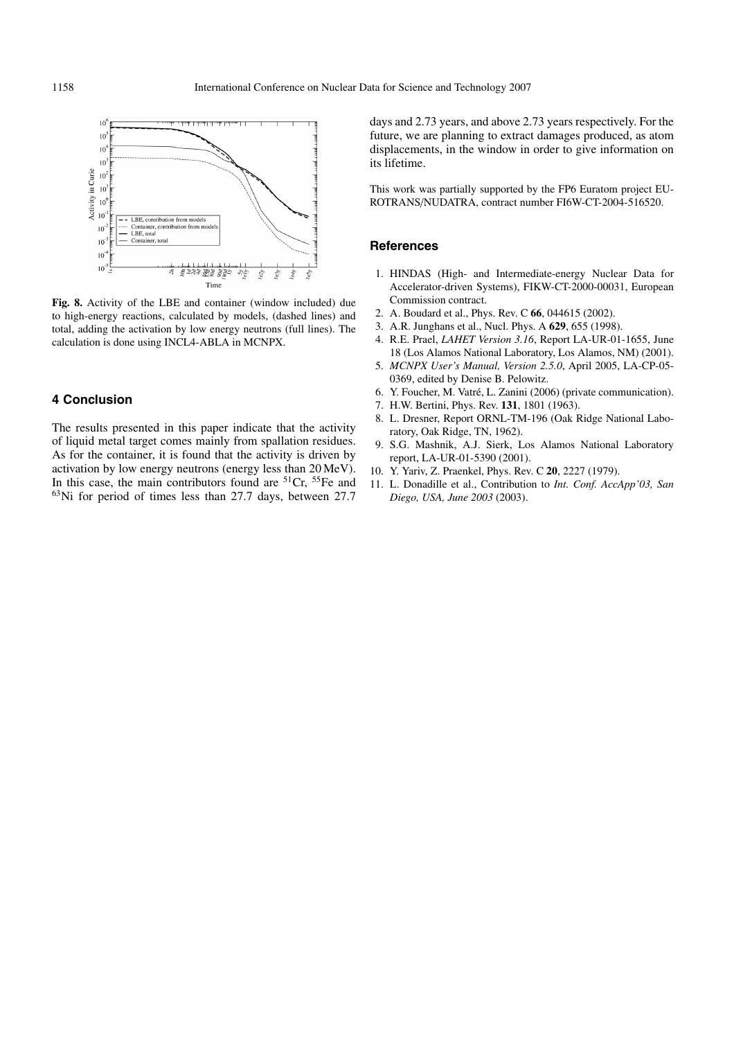Activity in Curie

$10^6$
$10^5$
$10^4$
$10^3$
$10^2$
$10^1$
$10^0$
$10^{-1}$
$10^{-2}$
$10^{-3}$
$10^{-4}$
$10^{-5}$

LBE, contribution from models
Container, contribution from models
LBE, total
Container, total

1s 2h 10h 1d 2d 4d 10d 20d 30d 90d 180d 1y 5y 10y 1e2y 1e3y 1e4y 1e5y

Time

**Fig. 8.** Activity of the LBE and container (window included) due to high-energy reactions, calculated by models, (dashed lines) and total, adding the activation by low energy neutrons (full lines). The calculation is done using INCL4-ABLA in MCNPX.

## 4 Conclusion

The results presented in this paper indicate that the activity of liquid metal target comes mainly from spallation residues. As for the container, it is found that the activity is driven by activation by low energy neutrons (energy less than 20 MeV). In this case, the main contributors found are $^{51}$Cr, $^{55}$Fe and $^{63}$Ni for period of times less than 27.7 days, between 27.7 days and 2.73 years, and above 2.73 years respectively. For the future, we are planning to extract damages produced, as atom displacements, in the window in order to give information on its lifetime.

This work was partially supported by the FP6 Euratom project EUROTRANS/NUDATRA, contract number FI6W-CT-2004-516520.

## References

1. HINDAS (High- and Intermediate-energy Nuclear Data for Accelerator-driven Systems), FIKW-CT-2000-00031, European Commission contract.
2. A. Boudard et al., Phys. Rev. C **66**, 044615 (2002).
3. A.R. Junghans et al., Nucl. Phys. A **629**, 655 (1998).
4. R.E. Prael, *LAHET Version 3.16*, Report LA-UR-01-1655, June 18 (Los Alamos National Laboratory, Los Alamos, NM) (2001).
5. *MCNPX User's Manual, Version 2.5.0*, April 2005, LA-CP-05-0369, edited by Denise B. Pelowitz.
6. Y. Foucher, M. Vatré, L. Zanini (2006) (private communication).
7. H.W. Bertini, Phys. Rev. **131**, 1801 (1963).
8. L. Dresner, Report ORNL-TM-196 (Oak Ridge National Laboratory, Oak Ridge, TN, 1962).
9. S.G. Mashnik, A.J. Sierk, Los Alamos National Laboratory report, LA-UR-01-5390 (2001).
10. Y. Yariv, Z. Praenkel, Phys. Rev. C **20**, 2227 (1979).
11. L. Donadille et al., Contribution to *Int. Conf. AccApp'03, San Diego, USA, June 2003* (2003).